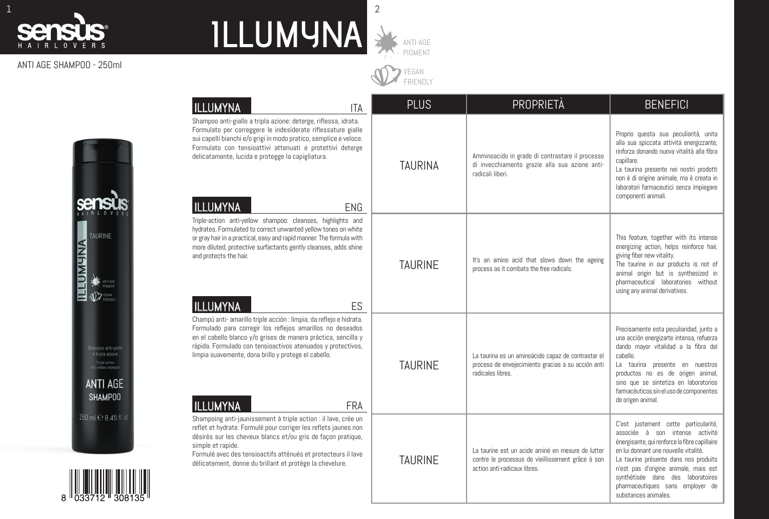# sensus HAIRLOVERS

# ILLUMYNA

ANTI AGE SHAMPOO - 250ml

ANTI-AGE PIGMENT

VEGAN FRIENDLY

## ILLUMYNA — ITA

Shampoo anti-giallo a tripla azione: deterge, riflessa, idrata. Formulato per correggere le indesiderate riflessature gialle sui capelli bianchi e/o grigi in modo pratico, semplice e veloce. Formulato con tensioattivi attenuati e protettivi deterge delicatamente, lucida e protegge la capigliatura.

## ILLUMYNA — ENG

Triple-action anti-yellow shampoo: cleanses, highlights and hydrates. Formulated to correct unwanted yellow tones on white or gray hair in a practical, easy and rapid manner. The formula with more diluted, protective surfactants gently cleanses, adds shine and protects the hair.

## ILLUMYNA — ES

Champú anti- amarillo triple acción : limpia, da reflejo e hidrata. Formulado para corregir los reflejos amarillos no deseados en el cabello blanco y/o grises de manera práctica, sencilla y rápida. Formulado con tensioactivos atenuados y protectivos, limpia suavemente, dona brillo y protege el cabello.

## ILLUMYNA — FRA

Shampoing anti-jaunissement à triple action : il lave, crée un reflet et hydrate. Formulé pour corriger les reflets jaunes non désirés sur les cheveux blancs et/ou gris de façon pratique, simple et rapide.

Formulé avec des tensioactifs atténués et protecteurs il lave délicatement, donne du brillant et protège la chevelure.

| PLUS | PROPRIETÀ | BENEFICI |
|---|---|---|
| TAURINA | Amminoacido in grado di contrastare il processo di invecchiamento grazie alla sua azione anti-radicali liberi. | Proprio questa sua peculiarità, unita alla sua spiccata attività energizzante, rinforza donando nuova vitalità alla fibra capillare. La taurina presente nei nostri prodotti non è di origine animale, ma è creata in laboratori farmaceutici senza impiegare componenti animali. |
| TAURINE | It's an amino acid that slows down the ageing process as it combats the free radicals. | This feature, together with its intense energizing action, helps reinforce hair, giving fiber new vitality. The taurine in our products is not of animal origin but is synthesized in pharmaceutical laboratories without using any animal derivatives. |
| TAURINE | La taurina es un aminoácido capaz de contrastar el proceso de envejecimiento gracias a su acción anti radicales libres. | Precisamente esta peculiaridad, junto a una acción energizarte intensa, refuerza dando mayor vitalidad a la fibra del cabello. La taurina presente en nuestros productos no es de origen animal, sino que se sintetiza en laboratorios farmacéuticos sin el uso de componentes de origen animal. |
| TAURINE | La taurine est un acide aminé en mesure de lutter contre le processus de vieillissement grâce à son action anti-radicaux libres. | C'est justement cette particularité, associée à son intense activité énergisante, qui renforce la fibre capillaire en lui donnant une nouvelle vitalité. La taurine présente dans nos produits n'est pas d'origine animale, mais est synthétisée dans des laboratoires pharmaceutiques sans employer de substances animales. |

8 033712 308135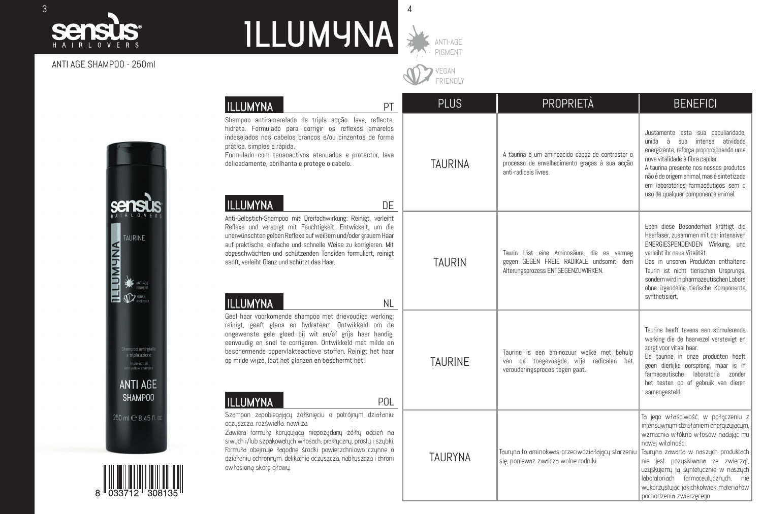# ILLUMYNA

**sensus** HAIRLOVERS

ANTI AGE SHAMPOO - 250ml

## ILLUMYNA — PT

Shampoo anti-amarelado de tripla acção: lava, reflecte, hidrata. Formulado para corrigir os reflexos amarelos indesejados nos cabelos brancos e/ou cinzentos de forma prática, simples e rápida.
Formulado com tensoactivos atenuados e protector, lava delicadamente, abrilhanta e protege o cabelo.

## ILLUMYNA — DE

Anti-Gelbstich-Shampoo mit Dreifachwirkung: Reinigt, verleiht Reflexe und versorgt mit Feuchtigkeit. Entwickelt, um die unerwünschten gelben Reflexe auf weißem und/oder grauem Haar auf praktische, einfache und schnelle Weise zu korrigieren. Mit abgeschwächten und schützenden Tensiden formuliert, reinigt sanft, verleiht Glanz und schützt das Haar.

## ILLUMYNA — NL

Geel haar voorkomende shampoo met drievoudige werking: reinigt, geeft glans en hydrateert. Ontwikkeld om de ongewenste gele gloed bij wit en/of grijs haar handig, eenvoudig en snel te corrigeren. Ontwikkeld met milde en beschermende oppervlakteactieve stoffen. Reinigt het haar op milde wijze, laat het glanzen en beschermt het.

## ILLUMYNA — POL

Szampon zapobiegający żółknięciu o potrójnym działaniu: oczyszcza, rozświetla, nawilża.
Zawiera formułę korygującą niepożądany żółty odcień na siwych i/lub szpakowatych włosach; praktyczny, prosty i szybki. Formuła obejmuje łagodne środki powierzchniowo czynne o działaniu ochronnym, delikatnie oczyszcza, nabłyszcza i chroni owłosioną skórę głowy.

ANTI-AGE PIGMENT

VEGAN FRIENDLY

| PLUS | PROPRIETÀ | BENEFICI |
|---|---|---|
| TAURINA | A taurina é um aminoácido capaz de contrastar o processo de envelhecimento graças à sua acção anti-radicais livres. | Justamente esta sua peculiaridade, unida à sua intensa atividade energizante, reforça proporcionando uma nova vitalidade à fibra capilar.<br>A taurina presente nos nossos produtos não é de origem animal, mas é sintetizada em laboratórios farmacêuticos sem o uso de qualquer componente animal. |
| TAURIN | Taurin Uist eine Aminosäure, die es vermag gegen GEGEN FREIE RADIKALE undsomit, dem Alterungsprozess ENTGEGENZUWIRKEN. | Eben diese Besonderheit kräftigt die Haarfaser, zusammen mit der intensiven ENERGIESPENDENDEN Wirkung, und verleiht ihr neue Vitalität.<br>Das in unseren Produkten enthaltene Taurin ist nicht tierischen Ursprungs, sondern wird in pharmazeutischen Labors ohne irgendeine tierische Komponente synthetisiert. |
| TAURINE | Taurine is een aminozuur welke met behulp van de toegevoegde vrije radicalen het verouderingsproces tegen gaat. | Taurine heeft tevens een stimulerende werking die de haarvezel verstevigt en zorgt voor vitaal haar.<br>De taurine in onze producten heeft geen dierlijke oorsprong, maar is in farmaceutische laboratoria zonder het testen op of gebruik van dieren samengesteld. |
| TAURYNA | Tauryna to aminokwas przeciwdziałający starzeniu się, ponieważ zwalcza wolne rodniki. | Ta jego właściwość, w połączeniu z intensywnym działaniem energizującym, wzmacnia włókno włosów, nadając mu nowej witalności.<br>Tauryna zawarta w naszych produktach nie jest pozyskiwana ze zwierząt, uzyskujemy ją syntetycznie w naszych laboratoriach farmaceutycznych, nie wykorzystując jakichkolwiek materiałów pochodzenia zwierzęcego. |

8 033712 308135